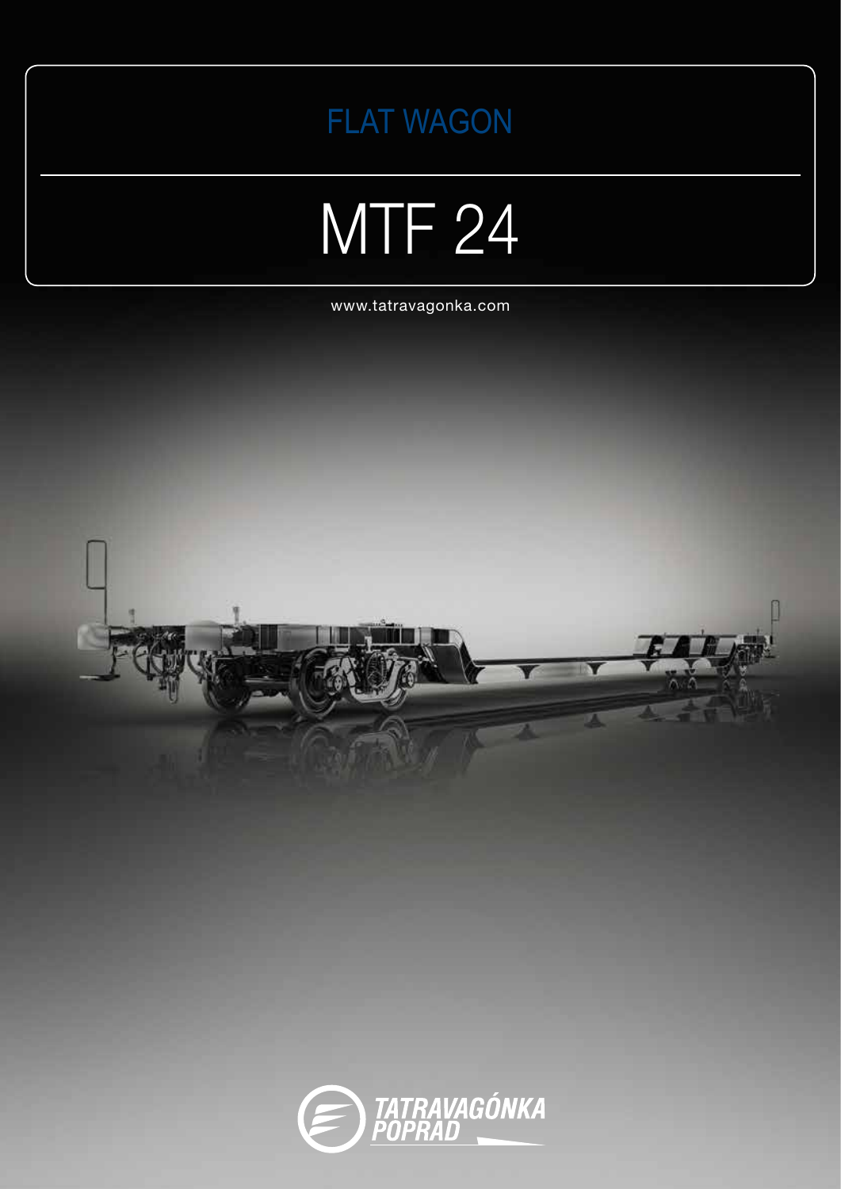# FLAT WAGON

# MTF 24

www.tatravagonka.com

TATRAVAGÓNKA POPRAD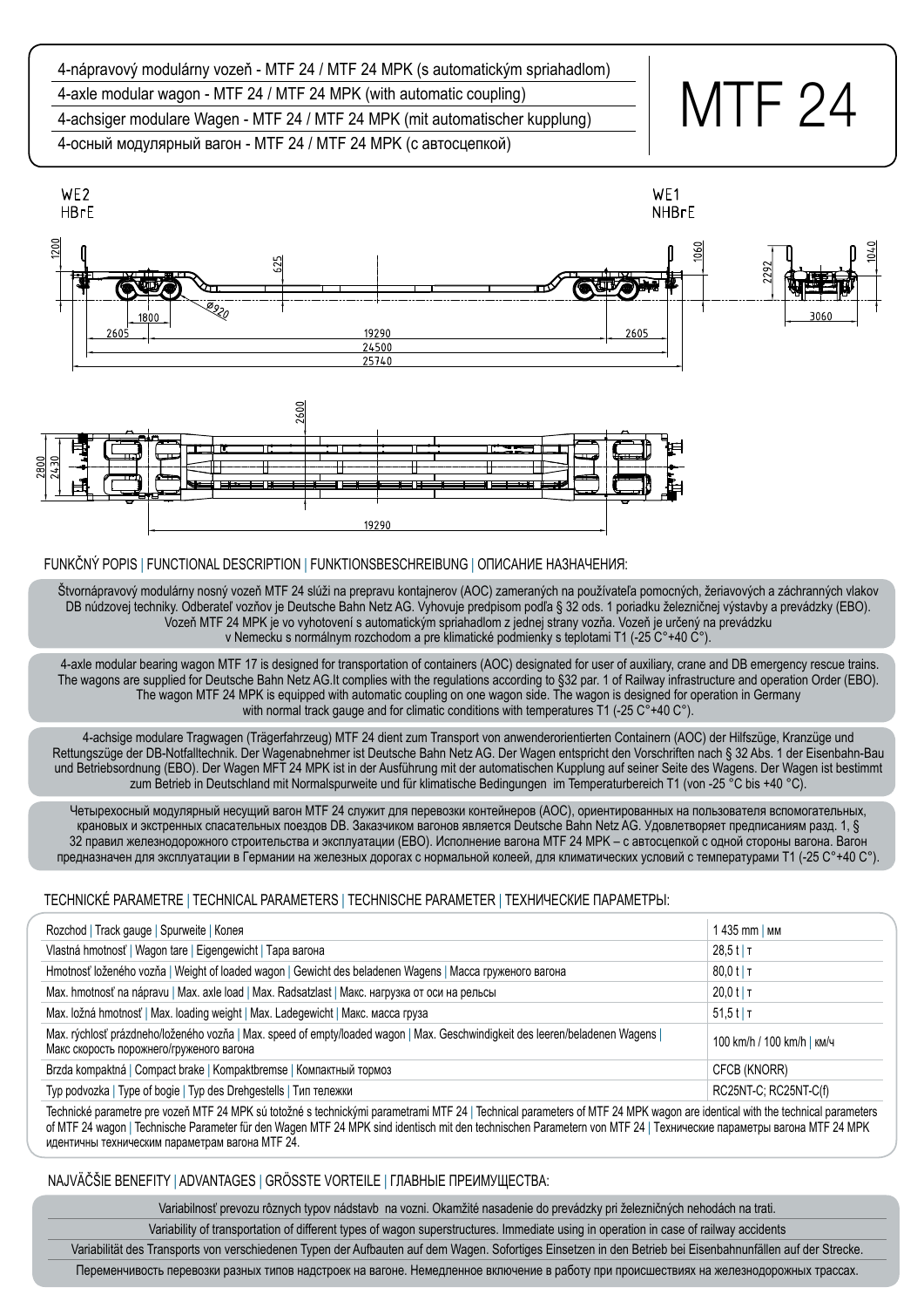4-nápravový modulárny vozeň - MTF 24 / MTF 24 MPK (s automatickým spriahadlom)
4-axle modular wagon - MTF 24 / MTF 24 MPK (with automatic coupling)
4-achsiger modulare Wagen - MTF 24 / MTF 24 MPK (mit automatischer kupplung)
4-осный модулярный вагон - MTF 24 / MTF 24 MPK (с автосцепкой)

# MTF 24

WE2
HBrE

WE1
NHBrE

1200
625
1060
1040
2292
Ø920
1800
2605
19290
2605
24500
25740
3060

2600
2800
2430
19290

## FUNKČNÝ POPIS | FUNCTIONAL DESCRIPTION | FUNKTIONSBESCHREIBUNG | ОПИСАНИЕ НАЗНАЧЕНИЯ:

Štvornápravový modulárny nosný vozeň MTF 24 slúži na prepravu kontajnerov (AOC) zameraných na používateľa pomocných, žeriavových a záchranných vlakov DB núdzovej techniky. Odberateľ vozňov je Deutsche Bahn Netz AG. Vyhovuje predpisom podľa § 32 ods. 1 poriadku železničnej výstavby a prevádzky (EBO). Vozeň MTF 24 MPK je vo vyhotovení s automatickým spriahadlom z jednej strany vozňa. Vozeň je určený na prevádzku v Nemecku s normálnym rozchodom a pre klimatické podmienky s teplotami T1 (-25 C°+40 C°).

4-axle modular bearing wagon MTF 17 is designed for transportation of containers (AOC) designated for user of auxiliary, crane and DB emergency rescue trains. The wagons are supplied for Deutsche Bahn Netz AG.It complies with the regulations according to §32 par. 1 of Railway infrastructure and operation Order (EBO). The wagon MTF 24 MPK is equipped with automatic coupling on one wagon side. The wagon is designed for operation in Germany with normal track gauge and for climatic conditions with temperatures T1 (-25 C°+40 C°).

4-achsige modulare Tragwagen (Trägerfahrzeug) MTF 24 dient zum Transport von anwenderorientierten Containern (AOC) der Hilfszüge, Kranzüge und Rettungszüge der DB-Notfalltechnik. Der Wagenabnehmer ist Deutsche Bahn Netz AG. Der Wagen entspricht den Vorschriften nach § 32 Abs. 1 der Eisenbahn-Bau und Betriebsordnung (EBO). Der Wagen MFT 24 MPK ist in der Ausführung mit der automatischen Kupplung auf seiner Seite des Wagens. Der Wagen ist bestimmt zum Betrieb in Deutschland mit Normalspurweite und für klimatische Bedingungen im Temperaturbereich T1 (von -25 °C bis +40 °C).

Четырехосный модулярный несущий вагон MTF 24 служит для перевозки контейнеров (AOC), ориентированных на пользователя вспомогательных, крановых и экстренных спасательных поездов DB. Заказчиком вагонов является Deutsche Bahn Netz AG. Удовлетворяет предписаниям разд. 1, § 32 правил железнодорожного строительства и эксплуатации (EBO). Исполнение вагона MTF 24 MPK – с автосцепкой с одной стороны вагона. Вагон предназначен для эксплуатации в Германии на железных дорогах с нормальной колеей, для климатических условий с температурами T1 (-25 C°+40 C°).

## TECHNICKÉ PARAMETRE | TECHNICAL PARAMETERS | TECHNISCHE PARAMETER | ТЕХНИЧЕСКИЕ ПАРАМЕТРЫ:

| | |
|---|---|
| Rozchod \| Track gauge \| Spurweite \| Колея | 1 435 mm \| мм |
| Vlastná hmotnosť \| Wagon tare \| Eigengewicht \| Тара вагона | 28,5 t \| т |
| Hmotnosť loženého vozňa \| Weight of loaded wagon \| Gewicht des beladenen Wagens \| Масса груженого вагона | 80,0 t \| т |
| Max. hmotnosť na nápravu \| Max. axle load \| Max. Radsatzlast \| Макс. нагрузка от оси на рельсы | 20,0 t \| т |
| Max. ložná hmotnosť \| Max. loading weight \| Max. Ladegewicht \| Макс. масса груза | 51,5 t \| т |
| Max. rýchlosť prázdneho/loženého vozňa \| Max. speed of empty/loaded wagon \| Max. Geschwindigkeit des leeren/beladenen Wagens \| Макс скорость порожнего/груженого вагона | 100 km/h / 100 km/h \| км/ч |
| Brzda kompaktná \| Compact brake \| Kompaktbremse \| Компактный тормоз | CFCB (KNORR) |
| Typ podvozka \| Type of bogie \| Typ des Drehgestells \| Тип тележки | RC25NT-C; RC25NT-C(f) |

Technické parametre pre vozeň MTF 24 MPK sú totožné s technickými parametrami MTF 24 | Technical parameters of MTF 24 MPK wagon are identical with the technical parameters of MTF 24 wagon | Technische Parameter für den Wagen MTF 24 MPK sind identisch mit den technischen Parametern von MTF 24 | Технические параметры вагона MTF 24 MPK идентичны техническим параметрам вагона MTF 24.

## NAJVÄČŠIE BENEFITY | ADVANTAGES | GRÖSSTE VORTEILE | ГЛАВНЫЕ ПРЕИМУЩЕСТВА:

Variabilnosť prevozu rôznych typov nádstavb na vozni. Okamžité nasadenie do prevádzky pri železničných nehodách na trati.

Variability of transportation of different types of wagon superstructures. Immediate using in operation in case of railway accidents

Variabilität des Transports von verschiedenen Typen der Aufbauten auf dem Wagen. Sofortiges Einsetzen in den Betrieb bei Eisenbahnunfällen auf der Strecke.

Переменчивость перевозки разных типов надстроек на вагоне. Немедленное включение в работу при происшествиях на железнодорожных трассах.